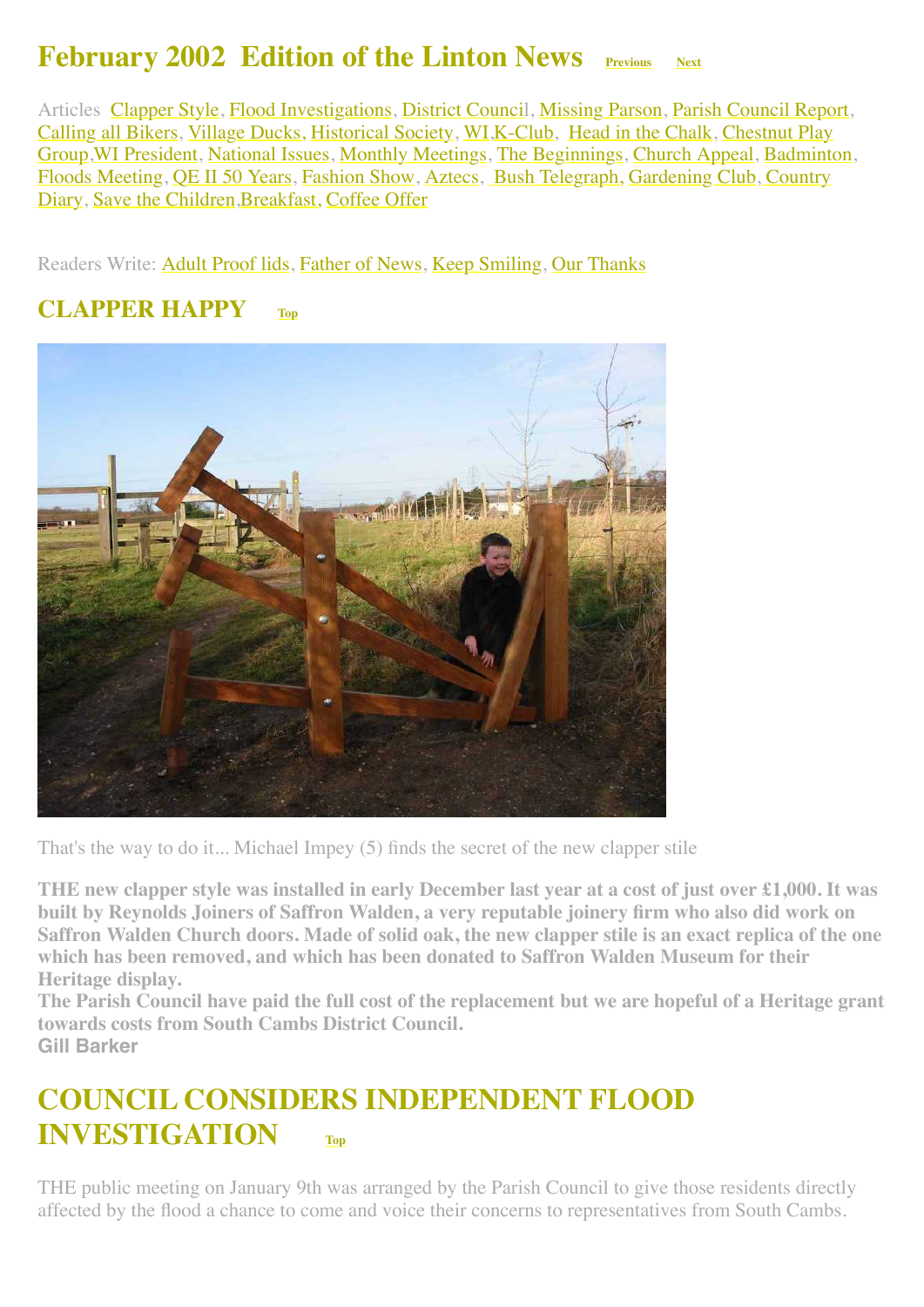# February 2002 Edition of the Linton News

Previous Next

Articles Clapper Style, Flood Investigations, District Council, Missing Parson, Parish Council Report, Calling all Bikers, Village Ducks, Historical Society, WI,K-Club, Head in the Chalk, Chestnut Play Group,WI President, National Issues, Monthly Meetings, The Beginnings, Church Appeal, Badminton, Floods Meeting, QE II 50 Years, Fashion Show, Aztecs, Bush Telegraph, Gardening Club, Country Diary, Save the Children,Breakfast, Coffee Offer

Readers Write: Adult Proof lids, Father of News, Keep Smiling, Our Thanks

## CLAPPER HAPPY

Top

That's the way to do it... Michael Impey (5) finds the secret of the new clapper stile

**THE new clapper style was installed in early December last year at a cost of just over £1,000. It was built by Reynolds Joiners of Saffron Walden, a very reputable joinery firm who also did work on Saffron Walden Church doors. Made of solid oak, the new clapper stile is an exact replica of the one which has been removed, and which has been donated to Saffron Walden Museum for their Heritage display.**
**The Parish Council have paid the full cost of the replacement but we are hopeful of a Heritage grant towards costs from South Cambs District Council.**
**Gill Barker**

## COUNCIL CONSIDERS INDEPENDENT FLOOD INVESTIGATION

Top

THE public meeting on January 9th was arranged by the Parish Council to give those residents directly affected by the flood a chance to come and voice their concerns to representatives from South Cambs.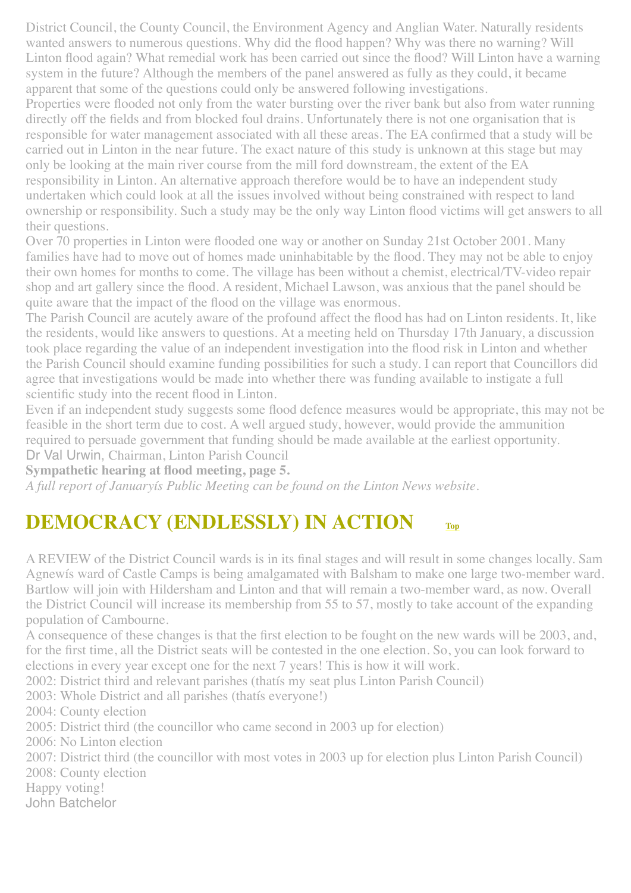District Council, the County Council, the Environment Agency and Anglian Water. Naturally residents wanted answers to numerous questions. Why did the flood happen? Why was there no warning? Will Linton flood again? What remedial work has been carried out since the flood? Will Linton have a warning system in the future? Although the members of the panel answered as fully as they could, it became apparent that some of the questions could only be answered following investigations.

Properties were flooded not only from the water bursting over the river bank but also from water running directly off the fields and from blocked foul drains. Unfortunately there is not one organisation that is responsible for water management associated with all these areas. The EA confirmed that a study will be carried out in Linton in the near future. The exact nature of this study is unknown at this stage but may only be looking at the main river course from the mill ford downstream, the extent of the EA responsibility in Linton. An alternative approach therefore would be to have an independent study undertaken which could look at all the issues involved without being constrained with respect to land ownership or responsibility. Such a study may be the only way Linton flood victims will get answers to all their questions.

Over 70 properties in Linton were flooded one way or another on Sunday 21st October 2001. Many families have had to move out of homes made uninhabitable by the flood. They may not be able to enjoy their own homes for months to come. The village has been without a chemist, electrical/TV-video repair shop and art gallery since the flood. A resident, Michael Lawson, was anxious that the panel should be quite aware that the impact of the flood on the village was enormous.

The Parish Council are acutely aware of the profound affect the flood has had on Linton residents. It, like the residents, would like answers to questions. At a meeting held on Thursday 17th January, a discussion took place regarding the value of an independent investigation into the flood risk in Linton and whether the Parish Council should examine funding possibilities for such a study. I can report that Councillors did agree that investigations would be made into whether there was funding available to instigate a full scientific study into the recent flood in Linton.

Even if an independent study suggests some flood defence measures would be appropriate, this may not be feasible in the short term due to cost. A well argued study, however, would provide the ammunition required to persuade government that funding should be made available at the earliest opportunity.

Dr Val Urwin, Chairman, Linton Parish Council

**Sympathetic hearing at flood meeting, page 5.**

*A full report of Januaryís Public Meeting can be found on the Linton News website.*

## DEMOCRACY (ENDLESSLY) IN ACTION

Top

A REVIEW of the District Council wards is in its final stages and will result in some changes locally. Sam Agnewís ward of Castle Camps is being amalgamated with Balsham to make one large two-member ward. Bartlow will join with Hildersham and Linton and that will remain a two-member ward, as now. Overall the District Council will increase its membership from 55 to 57, mostly to take account of the expanding population of Cambourne.

A consequence of these changes is that the first election to be fought on the new wards will be 2003, and, for the first time, all the District seats will be contested in the one election. So, you can look forward to elections in every year except one for the next 7 years! This is how it will work.

2002: District third and relevant parishes (thatís my seat plus Linton Parish Council)
2003: Whole District and all parishes (thatís everyone!)
2004: County election
2005: District third (the councillor who came second in 2003 up for election)
2006: No Linton election
2007: District third (the councillor with most votes in 2003 up for election plus Linton Parish Council)
2008: County election

Happy voting!

John Batchelor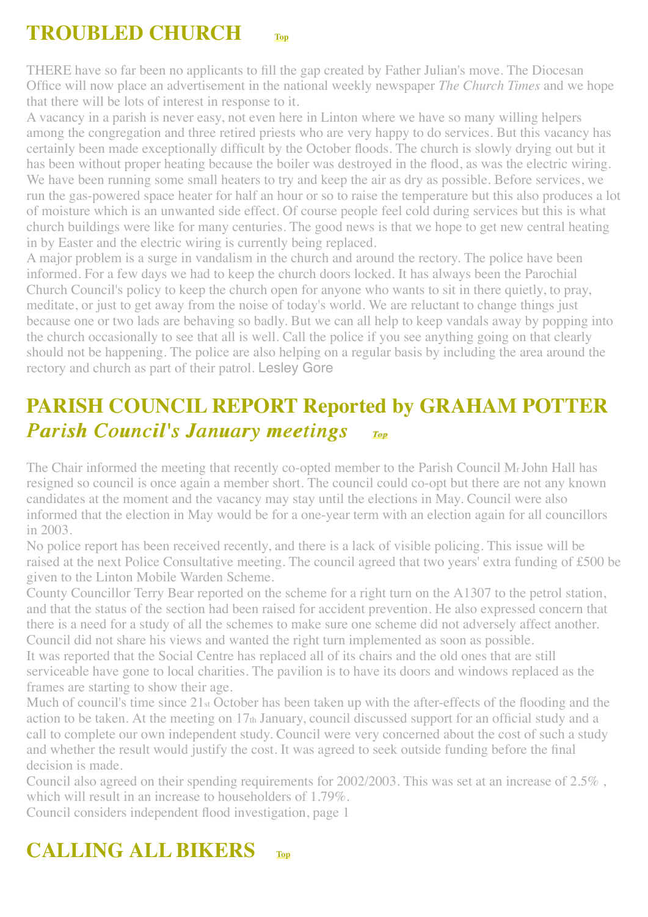# TROUBLED CHURCH Top

THERE have so far been no applicants to fill the gap created by Father Julian's move. The Diocesan Office will now place an advertisement in the national weekly newspaper *The Church Times* and we hope that there will be lots of interest in response to it.

A vacancy in a parish is never easy, not even here in Linton where we have so many willing helpers among the congregation and three retired priests who are very happy to do services. But this vacancy has certainly been made exceptionally difficult by the October floods. The church is slowly drying out but it has been without proper heating because the boiler was destroyed in the flood, as was the electric wiring. We have been running some small heaters to try and keep the air as dry as possible. Before services, we run the gas-powered space heater for half an hour or so to raise the temperature but this also produces a lot of moisture which is an unwanted side effect. Of course people feel cold during services but this is what church buildings were like for many centuries. The good news is that we hope to get new central heating in by Easter and the electric wiring is currently being replaced.

A major problem is a surge in vandalism in the church and around the rectory. The police have been informed. For a few days we had to keep the church doors locked. It has always been the Parochial Church Council's policy to keep the church open for anyone who wants to sit in there quietly, to pray, meditate, or just to get away from the noise of today's world. We are reluctant to change things just because one or two lads are behaving so badly. But we can all help to keep vandals away by popping into the church occasionally to see that all is well. Call the police if you see anything going on that clearly should not be happening. The police are also helping on a regular basis by including the area around the rectory and church as part of their patrol. Lesley Gore

# PARISH COUNCIL REPORT Reported by GRAHAM POTTER

## *Parish Council's January meetings* Top

The Chair informed the meeting that recently co-opted member to the Parish Council Mr John Hall has resigned so council is once again a member short. The council could co-opt but there are not any known candidates at the moment and the vacancy may stay until the elections in May. Council were also informed that the election in May would be for a one-year term with an election again for all councillors in 2003.

No police report has been received recently, and there is a lack of visible policing. This issue will be raised at the next Police Consultative meeting. The council agreed that two years' extra funding of £500 be given to the Linton Mobile Warden Scheme.

County Councillor Terry Bear reported on the scheme for a right turn on the A1307 to the petrol station, and that the status of the section had been raised for accident prevention. He also expressed concern that there is a need for a study of all the schemes to make sure one scheme did not adversely affect another. Council did not share his views and wanted the right turn implemented as soon as possible.

It was reported that the Social Centre has replaced all of its chairs and the old ones that are still serviceable have gone to local charities. The pavilion is to have its doors and windows replaced as the frames are starting to show their age.

Much of council's time since 21st October has been taken up with the after-effects of the flooding and the action to be taken. At the meeting on 17th January, council discussed support for an official study and a call to complete our own independent study. Council were very concerned about the cost of such a study and whether the result would justify the cost. It was agreed to seek outside funding before the final decision is made.

Council also agreed on their spending requirements for 2002/2003. This was set at an increase of 2.5% , which will result in an increase to householders of 1.79%.

Council considers independent flood investigation, page 1

# CALLING ALL BIKERS Top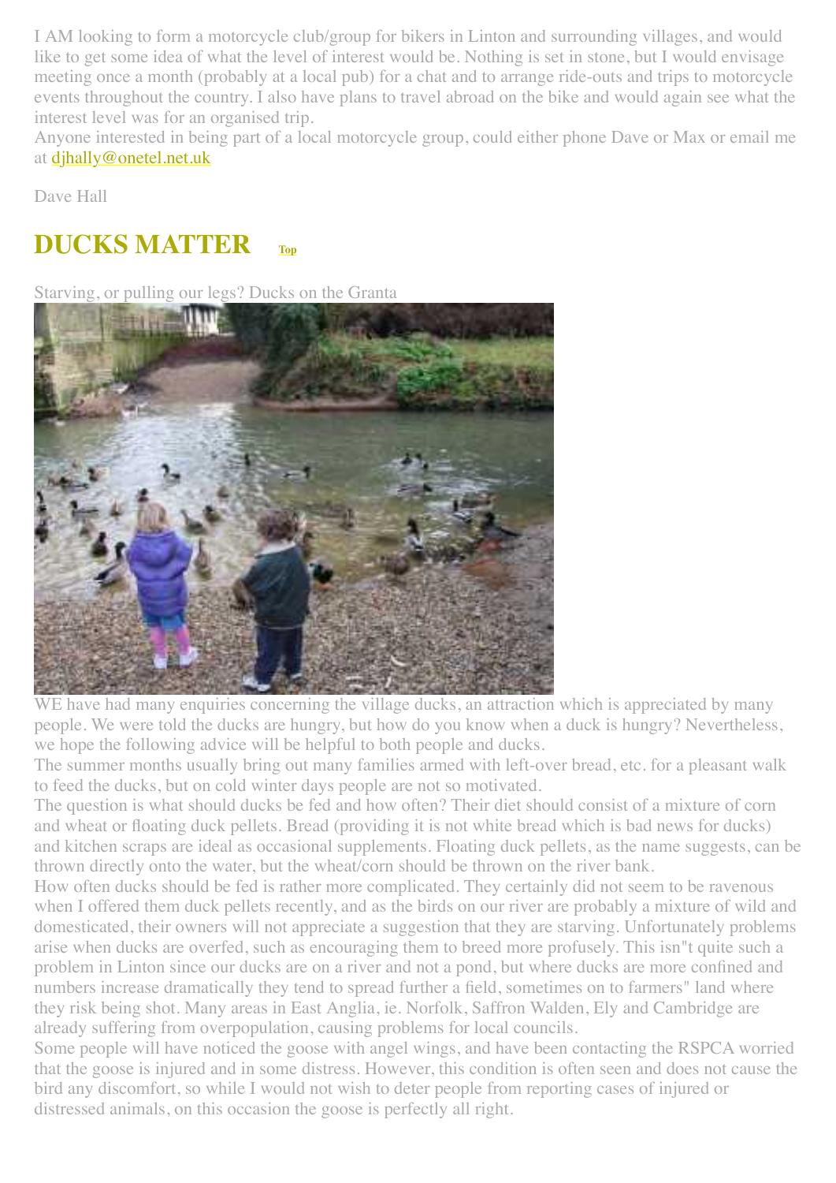I AM looking to form a motorcycle club/group for bikers in Linton and surrounding villages, and would like to get some idea of what the level of interest would be. Nothing is set in stone, but I would envisage meeting once a month (probably at a local pub) for a chat and to arrange ride-outs and trips to motorcycle events throughout the country. I also have plans to travel abroad on the bike and would again see what the interest level was for an organised trip.

Anyone interested in being part of a local motorcycle group, could either phone Dave or Max or email me at djhally@onetel.net.uk

Dave Hall

## DUCKS MATTER Top

Starving, or pulling our legs? Ducks on the Granta

WE have had many enquiries concerning the village ducks, an attraction which is appreciated by many people. We were told the ducks are hungry, but how do you know when a duck is hungry? Nevertheless, we hope the following advice will be helpful to both people and ducks.

The summer months usually bring out many families armed with left-over bread, etc. for a pleasant walk to feed the ducks, but on cold winter days people are not so motivated.

The question is what should ducks be fed and how often? Their diet should consist of a mixture of corn and wheat or floating duck pellets. Bread (providing it is not white bread which is bad news for ducks) and kitchen scraps are ideal as occasional supplements. Floating duck pellets, as the name suggests, can be thrown directly onto the water, but the wheat/corn should be thrown on the river bank.

How often ducks should be fed is rather more complicated. They certainly did not seem to be ravenous when I offered them duck pellets recently, and as the birds on our river are probably a mixture of wild and domesticated, their owners will not appreciate a suggestion that they are starving. Unfortunately problems arise when ducks are overfed, such as encouraging them to breed more profusely. This isn"t quite such a problem in Linton since our ducks are on a river and not a pond, but where ducks are more confined and numbers increase dramatically they tend to spread further a field, sometimes on to farmers" land where they risk being shot. Many areas in East Anglia, ie. Norfolk, Saffron Walden, Ely and Cambridge are already suffering from overpopulation, causing problems for local councils.

Some people will have noticed the goose with angel wings, and have been contacting the RSPCA worried that the goose is injured and in some distress. However, this condition is often seen and does not cause the bird any discomfort, so while I would not wish to deter people from reporting cases of injured or distressed animals, on this occasion the goose is perfectly all right.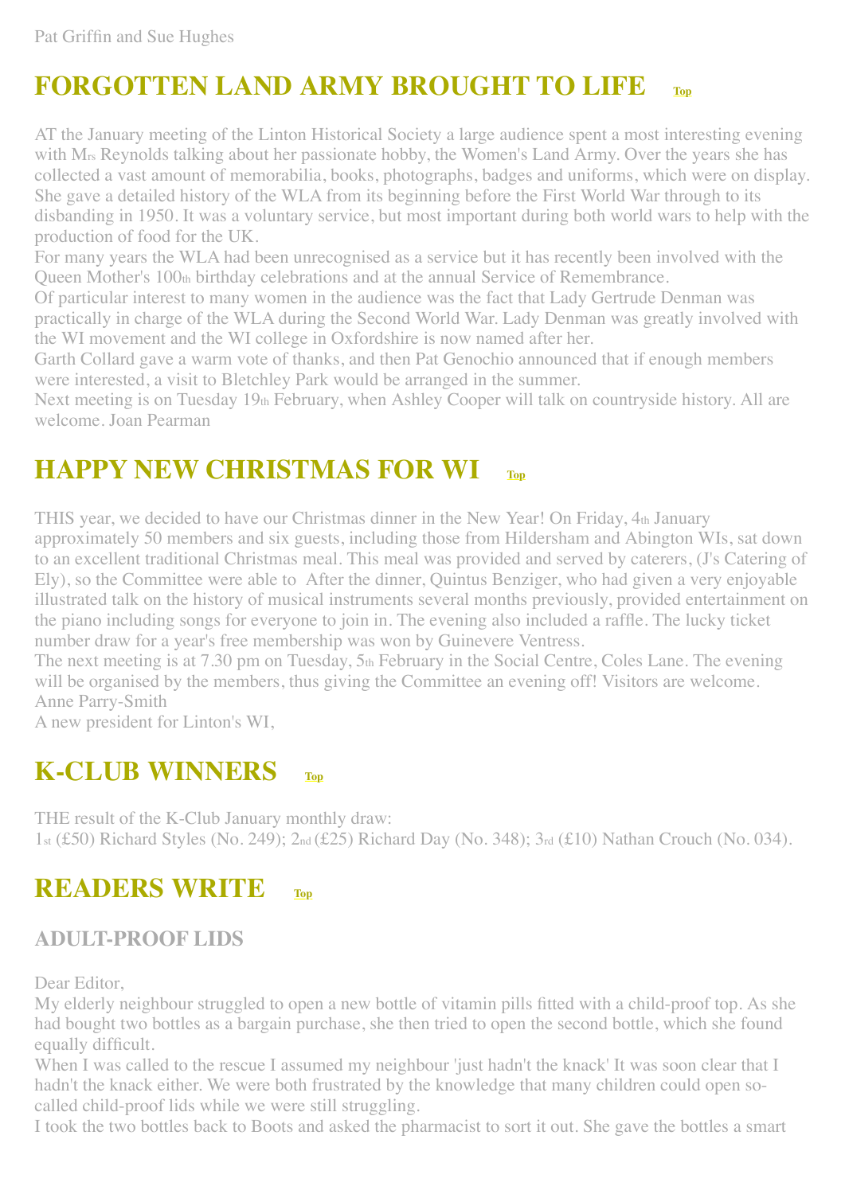Pat Griffin and Sue Hughes

## FORGOTTEN LAND ARMY BROUGHT TO LIFE [Top]

AT the January meeting of the Linton Historical Society a large audience spent a most interesting evening with Mrs Reynolds talking about her passionate hobby, the Women's Land Army. Over the years she has collected a vast amount of memorabilia, books, photographs, badges and uniforms, which were on display. She gave a detailed history of the WLA from its beginning before the First World War through to its disbanding in 1950. It was a voluntary service, but most important during both world wars to help with the production of food for the UK.

For many years the WLA had been unrecognised as a service but it has recently been involved with the Queen Mother's 100th birthday celebrations and at the annual Service of Remembrance.

Of particular interest to many women in the audience was the fact that Lady Gertrude Denman was practically in charge of the WLA during the Second World War. Lady Denman was greatly involved with the WI movement and the WI college in Oxfordshire is now named after her.

Garth Collard gave a warm vote of thanks, and then Pat Genochio announced that if enough members were interested, a visit to Bletchley Park would be arranged in the summer.

Next meeting is on Tuesday 19th February, when Ashley Cooper will talk on countryside history. All are welcome. Joan Pearman

## HAPPY NEW CHRISTMAS FOR WI [Top]

THIS year, we decided to have our Christmas dinner in the New Year! On Friday, 4th January approximately 50 members and six guests, including those from Hildersham and Abington WIs, sat down to an excellent traditional Christmas meal. This meal was provided and served by caterers, (J's Catering of Ely), so the Committee were able to After the dinner, Quintus Benziger, who had given a very enjoyable illustrated talk on the history of musical instruments several months previously, provided entertainment on the piano including songs for everyone to join in. The evening also included a raffle. The lucky ticket number draw for a year's free membership was won by Guinevere Ventress.

The next meeting is at 7.30 pm on Tuesday, 5th February in the Social Centre, Coles Lane. The evening will be organised by the members, thus giving the Committee an evening off! Visitors are welcome.

Anne Parry-Smith

A new president for Linton's WI,

## K-CLUB WINNERS [Top]

THE result of the K-Club January monthly draw:

1st (£50) Richard Styles (No. 249); 2nd (£25) Richard Day (No. 348); 3rd (£10) Nathan Crouch (No. 034).

## READERS WRITE [Top]

### ADULT-PROOF LIDS

Dear Editor,

My elderly neighbour struggled to open a new bottle of vitamin pills fitted with a child-proof top. As she had bought two bottles as a bargain purchase, she then tried to open the second bottle, which she found equally difficult.

When I was called to the rescue I assumed my neighbour 'just hadn't the knack' It was soon clear that I hadn't the knack either. We were both frustrated by the knowledge that many children could open so-called child-proof lids while we were still struggling.

I took the two bottles back to Boots and asked the pharmacist to sort it out. She gave the bottles a smart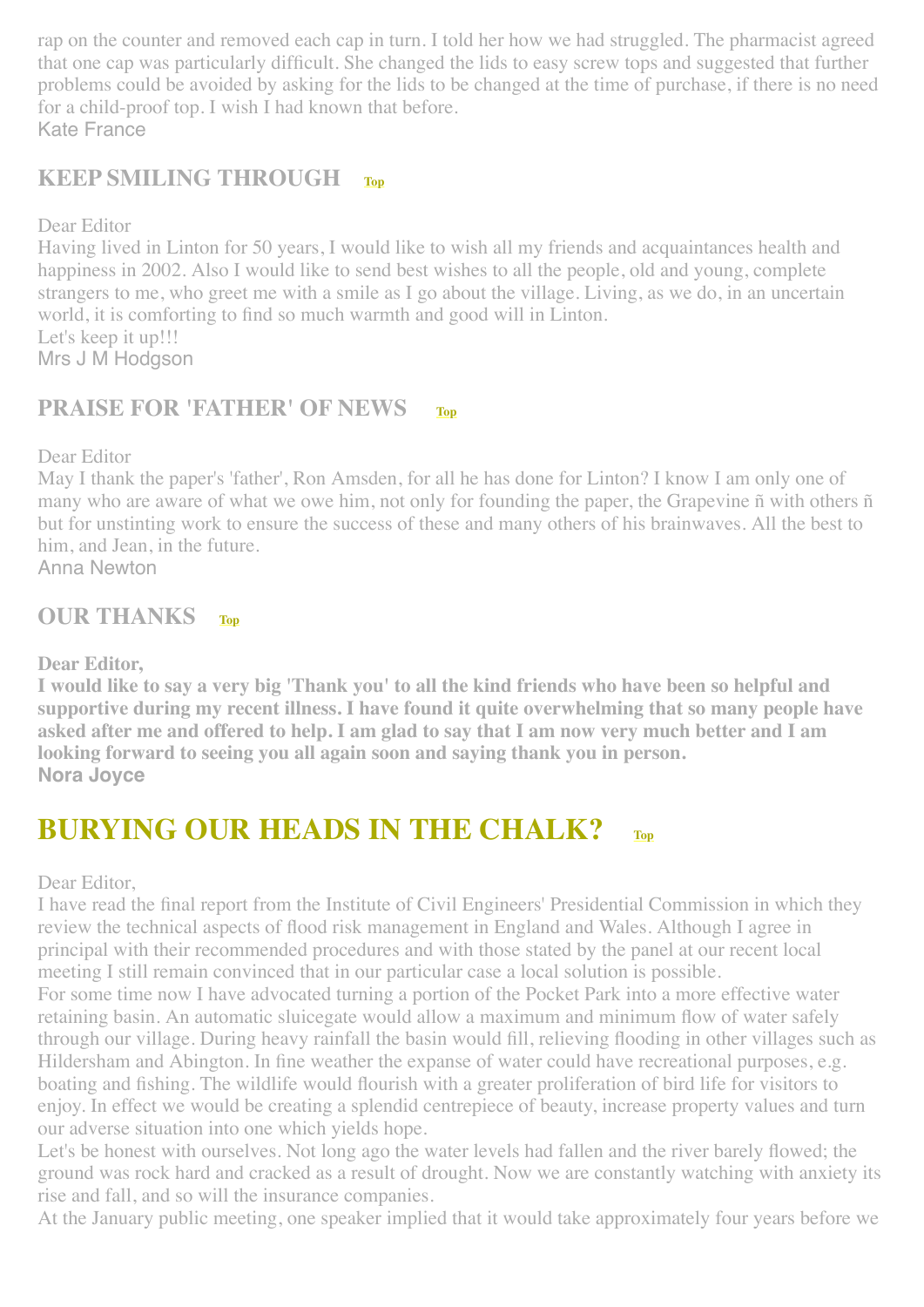rap on the counter and removed each cap in turn. I told her how we had struggled. The pharmacist agreed that one cap was particularly difficult. She changed the lids to easy screw tops and suggested that further problems could be avoided by asking for the lids to be changed at the time of purchase, if there is no need for a child-proof top. I wish I had known that before.
Kate France

## KEEP SMILING THROUGH Top

Dear Editor
Having lived in Linton for 50 years, I would like to wish all my friends and acquaintances health and happiness in 2002. Also I would like to send best wishes to all the people, old and young, complete strangers to me, who greet me with a smile as I go about the village. Living, as we do, in an uncertain world, it is comforting to find so much warmth and good will in Linton.
Let's keep it up!!!
Mrs J M Hodgson

## PRAISE FOR 'FATHER' OF NEWS Top

Dear Editor
May I thank the paper's 'father', Ron Amsden, for all he has done for Linton? I know I am only one of many who are aware of what we owe him, not only for founding the paper, the Grapevine ñ with others ñ but for unstinting work to ensure the success of these and many others of his brainwaves. All the best to him, and Jean, in the future.
Anna Newton

## OUR THANKS Top

**Dear Editor,**
**I would like to say a very big 'Thank you' to all the kind friends who have been so helpful and supportive during my recent illness. I have found it quite overwhelming that so many people have asked after me and offered to help. I am glad to say that I am now very much better and I am looking forward to seeing you all again soon and saying thank you in person.**
**Nora Joyce**

# BURYING OUR HEADS IN THE CHALK? Top

Dear Editor,
I have read the final report from the Institute of Civil Engineers' Presidential Commission in which they review the technical aspects of flood risk management in England and Wales. Although I agree in principal with their recommended procedures and with those stated by the panel at our recent local meeting I still remain convinced that in our particular case a local solution is possible.
For some time now I have advocated turning a portion of the Pocket Park into a more effective water retaining basin. An automatic sluicegate would allow a maximum and minimum flow of water safely through our village. During heavy rainfall the basin would fill, relieving flooding in other villages such as Hildersham and Abington. In fine weather the expanse of water could have recreational purposes, e.g. boating and fishing. The wildlife would flourish with a greater proliferation of bird life for visitors to enjoy. In effect we would be creating a splendid centrepiece of beauty, increase property values and turn our adverse situation into one which yields hope.
Let's be honest with ourselves. Not long ago the water levels had fallen and the river barely flowed; the ground was rock hard and cracked as a result of drought. Now we are constantly watching with anxiety its rise and fall, and so will the insurance companies.
At the January public meeting, one speaker implied that it would take approximately four years before we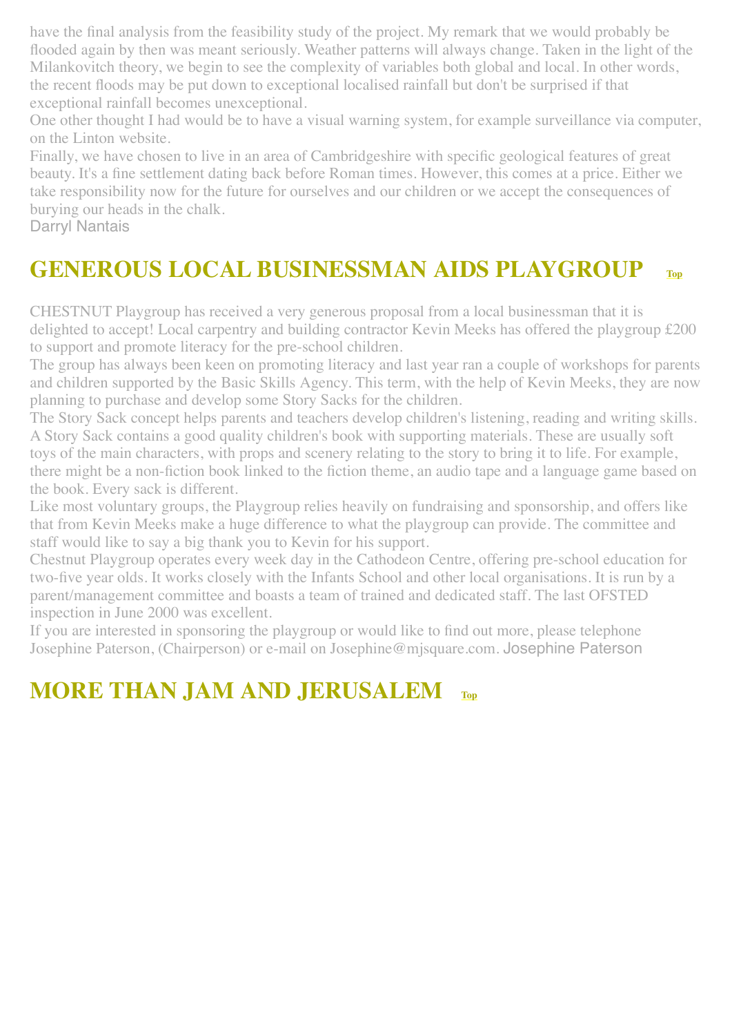have the final analysis from the feasibility study of the project. My remark that we would probably be flooded again by then was meant seriously. Weather patterns will always change. Taken in the light of the Milankovitch theory, we begin to see the complexity of variables both global and local. In other words, the recent floods may be put down to exceptional localised rainfall but don't be surprised if that exceptional rainfall becomes unexceptional.

One other thought I had would be to have a visual warning system, for example surveillance via computer, on the Linton website.

Finally, we have chosen to live in an area of Cambridgeshire with specific geological features of great beauty. It's a fine settlement dating back before Roman times. However, this comes at a price. Either we take responsibility now for the future for ourselves and our children or we accept the consequences of burying our heads in the chalk.

Darryl Nantais

## GENEROUS LOCAL BUSINESSMAN AIDS PLAYGROUP Top

CHESTNUT Playgroup has received a very generous proposal from a local businessman that it is delighted to accept! Local carpentry and building contractor Kevin Meeks has offered the playgroup £200 to support and promote literacy for the pre-school children.

The group has always been keen on promoting literacy and last year ran a couple of workshops for parents and children supported by the Basic Skills Agency. This term, with the help of Kevin Meeks, they are now planning to purchase and develop some Story Sacks for the children.

The Story Sack concept helps parents and teachers develop children's listening, reading and writing skills. A Story Sack contains a good quality children's book with supporting materials. These are usually soft toys of the main characters, with props and scenery relating to the story to bring it to life. For example, there might be a non-fiction book linked to the fiction theme, an audio tape and a language game based on the book. Every sack is different.

Like most voluntary groups, the Playgroup relies heavily on fundraising and sponsorship, and offers like that from Kevin Meeks make a huge difference to what the playgroup can provide. The committee and staff would like to say a big thank you to Kevin for his support.

Chestnut Playgroup operates every week day in the Cathodeon Centre, offering pre-school education for two-five year olds. It works closely with the Infants School and other local organisations. It is run by a parent/management committee and boasts a team of trained and dedicated staff. The last OFSTED inspection in June 2000 was excellent.

If you are interested in sponsoring the playgroup or would like to find out more, please telephone Josephine Paterson, (Chairperson) or e-mail on Josephine@mjsquare.com. Josephine Paterson

## MORE THAN JAM AND JERUSALEM Top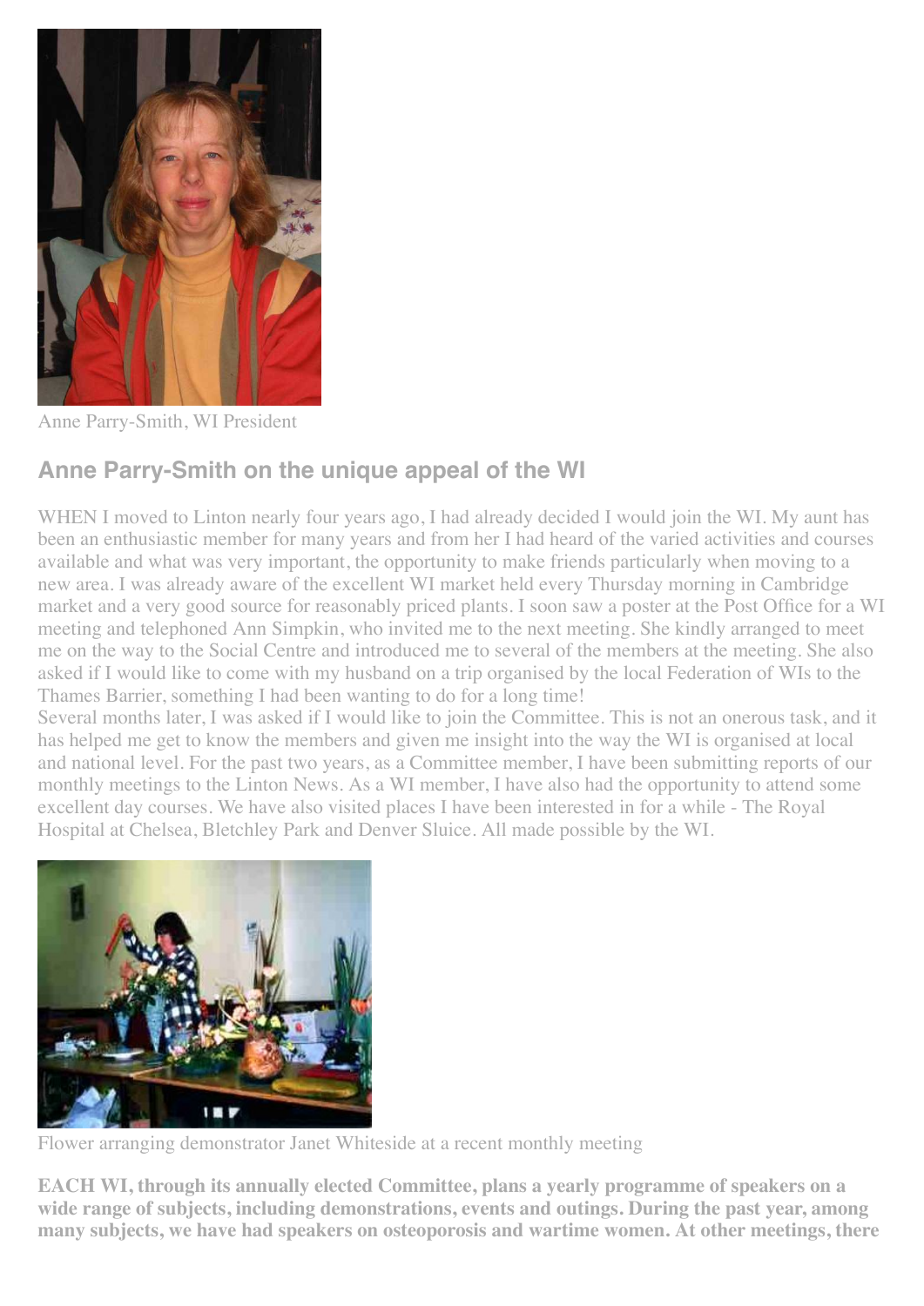Anne Parry-Smith, WI President

## Anne Parry-Smith on the unique appeal of the WI

WHEN I moved to Linton nearly four years ago, I had already decided I would join the WI. My aunt has been an enthusiastic member for many years and from her I had heard of the varied activities and courses available and what was very important, the opportunity to make friends particularly when moving to a new area. I was already aware of the excellent WI market held every Thursday morning in Cambridge market and a very good source for reasonably priced plants. I soon saw a poster at the Post Office for a WI meeting and telephoned Ann Simpkin, who invited me to the next meeting. She kindly arranged to meet me on the way to the Social Centre and introduced me to several of the members at the meeting. She also asked if I would like to come with my husband on a trip organised by the local Federation of WIs to the Thames Barrier, something I had been wanting to do for a long time!

Several months later, I was asked if I would like to join the Committee. This is not an onerous task, and it has helped me get to know the members and given me insight into the way the WI is organised at local and national level. For the past two years, as a Committee member, I have been submitting reports of our monthly meetings to the Linton News. As a WI member, I have also had the opportunity to attend some excellent day courses. We have also visited places I have been interested in for a while - The Royal Hospital at Chelsea, Bletchley Park and Denver Sluice. All made possible by the WI.

Flower arranging demonstrator Janet Whiteside at a recent monthly meeting

**EACH WI, through its annually elected Committee, plans a yearly programme of speakers on a wide range of subjects, including demonstrations, events and outings. During the past year, among many subjects, we have had speakers on osteoporosis and wartime women. At other meetings, there**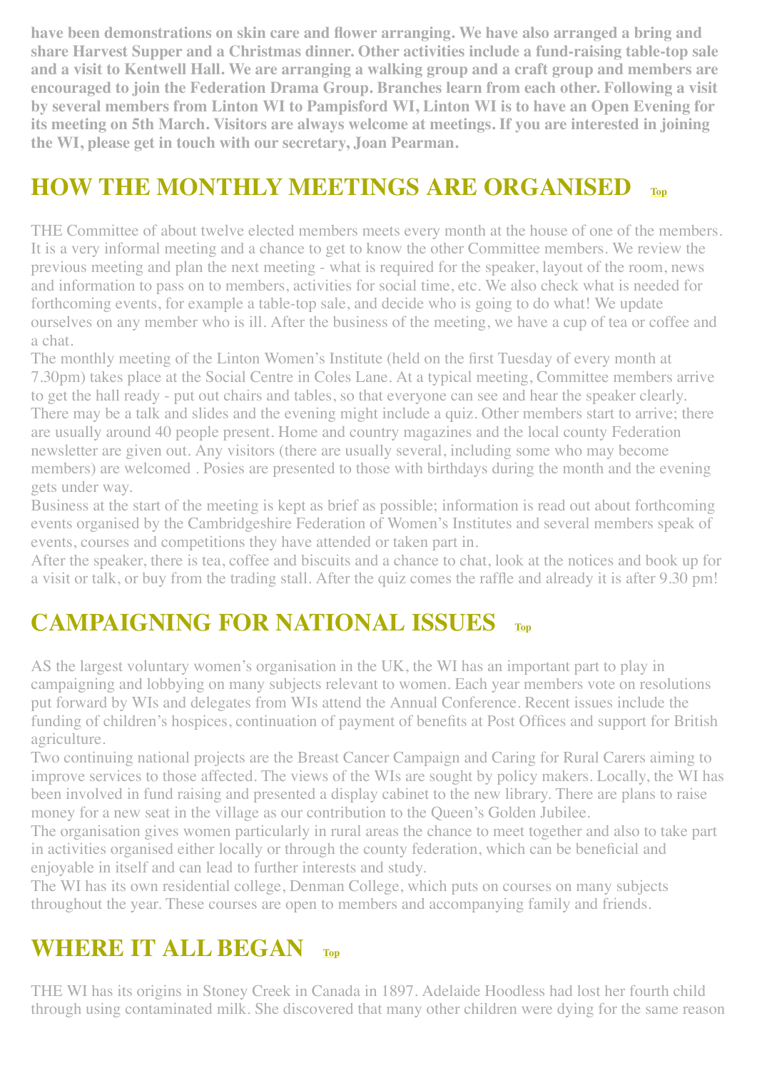**have been demonstrations on skin care and flower arranging. We have also arranged a bring and share Harvest Supper and a Christmas dinner. Other activities include a fund-raising table-top sale and a visit to Kentwell Hall. We are arranging a walking group and a craft group and members are encouraged to join the Federation Drama Group. Branches learn from each other. Following a visit by several members from Linton WI to Pampisford WI, Linton WI is to have an Open Evening for its meeting on 5th March. Visitors are always welcome at meetings. If you are interested in joining the WI, please get in touch with our secretary, Joan Pearman.**

## HOW THE MONTHLY MEETINGS ARE ORGANISED Top

THE Committee of about twelve elected members meets every month at the house of one of the members. It is a very informal meeting and a chance to get to know the other Committee members. We review the previous meeting and plan the next meeting - what is required for the speaker, layout of the room, news and information to pass on to members, activities for social time, etc. We also check what is needed for forthcoming events, for example a table-top sale, and decide who is going to do what! We update ourselves on any member who is ill. After the business of the meeting, we have a cup of tea or coffee and a chat.

The monthly meeting of the Linton Women's Institute (held on the first Tuesday of every month at 7.30pm) takes place at the Social Centre in Coles Lane. At a typical meeting, Committee members arrive to get the hall ready - put out chairs and tables, so that everyone can see and hear the speaker clearly. There may be a talk and slides and the evening might include a quiz. Other members start to arrive; there are usually around 40 people present. Home and country magazines and the local county Federation newsletter are given out. Any visitors (there are usually several, including some who may become members) are welcomed . Posies are presented to those with birthdays during the month and the evening gets under way.

Business at the start of the meeting is kept as brief as possible; information is read out about forthcoming events organised by the Cambridgeshire Federation of Women's Institutes and several members speak of events, courses and competitions they have attended or taken part in.

After the speaker, there is tea, coffee and biscuits and a chance to chat, look at the notices and book up for a visit or talk, or buy from the trading stall. After the quiz comes the raffle and already it is after 9.30 pm!

## CAMPAIGNING FOR NATIONAL ISSUES Top

AS the largest voluntary women's organisation in the UK, the WI has an important part to play in campaigning and lobbying on many subjects relevant to women. Each year members vote on resolutions put forward by WIs and delegates from WIs attend the Annual Conference. Recent issues include the funding of children's hospices, continuation of payment of benefits at Post Offices and support for British agriculture.

Two continuing national projects are the Breast Cancer Campaign and Caring for Rural Carers aiming to improve services to those affected. The views of the WIs are sought by policy makers. Locally, the WI has been involved in fund raising and presented a display cabinet to the new library. There are plans to raise money for a new seat in the village as our contribution to the Queen's Golden Jubilee.

The organisation gives women particularly in rural areas the chance to meet together and also to take part in activities organised either locally or through the county federation, which can be beneficial and enjoyable in itself and can lead to further interests and study.

The WI has its own residential college, Denman College, which puts on courses on many subjects throughout the year. These courses are open to members and accompanying family and friends.

## WHERE IT ALL BEGAN Top

THE WI has its origins in Stoney Creek in Canada in 1897. Adelaide Hoodless had lost her fourth child through using contaminated milk. She discovered that many other children were dying for the same reason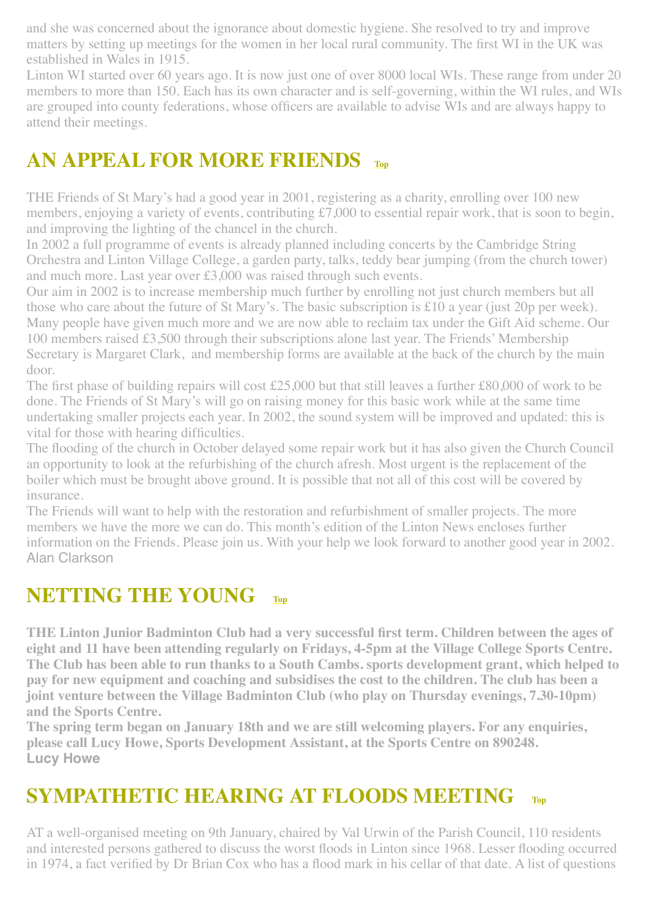and she was concerned about the ignorance about domestic hygiene. She resolved to try and improve matters by setting up meetings for the women in her local rural community. The first WI in the UK was established in Wales in 1915.

Linton WI started over 60 years ago. It is now just one of over 8000 local WIs. These range from under 20 members to more than 150. Each has its own character and is self-governing, within the WI rules, and WIs are grouped into county federations, whose officers are available to advise WIs and are always happy to attend their meetings.

## AN APPEAL FOR MORE FRIENDS Top

THE Friends of St Mary's had a good year in 2001, registering as a charity, enrolling over 100 new members, enjoying a variety of events, contributing £7,000 to essential repair work, that is soon to begin, and improving the lighting of the chancel in the church.

In 2002 a full programme of events is already planned including concerts by the Cambridge String Orchestra and Linton Village College, a garden party, talks, teddy bear jumping (from the church tower) and much more. Last year over £3,000 was raised through such events.

Our aim in 2002 is to increase membership much further by enrolling not just church members but all those who care about the future of St Mary's. The basic subscription is £10 a year (just 20p per week). Many people have given much more and we are now able to reclaim tax under the Gift Aid scheme. Our 100 members raised £3,500 through their subscriptions alone last year. The Friends' Membership Secretary is Margaret Clark, and membership forms are available at the back of the church by the main door.

The first phase of building repairs will cost £25,000 but that still leaves a further £80,000 of work to be done. The Friends of St Mary's will go on raising money for this basic work while at the same time undertaking smaller projects each year. In 2002, the sound system will be improved and updated: this is vital for those with hearing difficulties.

The flooding of the church in October delayed some repair work but it has also given the Church Council an opportunity to look at the refurbishing of the church afresh. Most urgent is the replacement of the boiler which must be brought above ground. It is possible that not all of this cost will be covered by insurance.

The Friends will want to help with the restoration and refurbishment of smaller projects. The more members we have the more we can do. This month's edition of the Linton News encloses further information on the Friends. Please join us. With your help we look forward to another good year in 2002.

Alan Clarkson

## NETTING THE YOUNG Top

**THE Linton Junior Badminton Club had a very successful first term. Children between the ages of eight and 11 have been attending regularly on Fridays, 4-5pm at the Village College Sports Centre. The Club has been able to run thanks to a South Cambs. sports development grant, which helped to pay for new equipment and coaching and subsidises the cost to the children. The club has been a joint venture between the Village Badminton Club (who play on Thursday evenings, 7.30-10pm) and the Sports Centre.**

**The spring term began on January 18th and we are still welcoming players. For any enquiries, please call Lucy Howe, Sports Development Assistant, at the Sports Centre on 890248.**

**Lucy Howe**

## SYMPATHETIC HEARING AT FLOODS MEETING Top

AT a well-organised meeting on 9th January, chaired by Val Urwin of the Parish Council, 110 residents and interested persons gathered to discuss the worst floods in Linton since 1968. Lesser flooding occurred in 1974, a fact verified by Dr Brian Cox who has a flood mark in his cellar of that date. A list of questions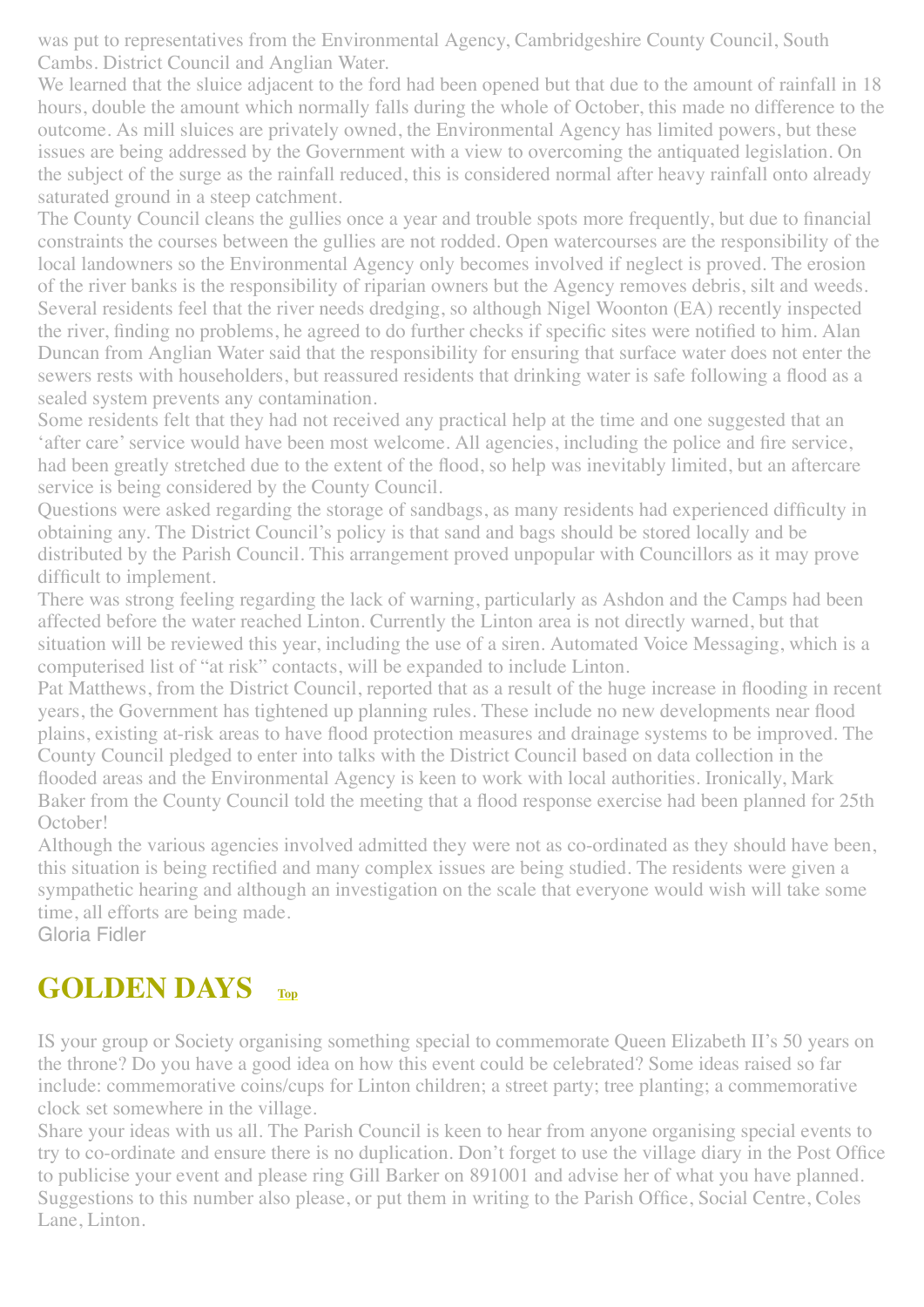was put to representatives from the Environmental Agency, Cambridgeshire County Council, South Cambs. District Council and Anglian Water.

We learned that the sluice adjacent to the ford had been opened but that due to the amount of rainfall in 18 hours, double the amount which normally falls during the whole of October, this made no difference to the outcome. As mill sluices are privately owned, the Environmental Agency has limited powers, but these issues are being addressed by the Government with a view to overcoming the antiquated legislation. On the subject of the surge as the rainfall reduced, this is considered normal after heavy rainfall onto already saturated ground in a steep catchment.

The County Council cleans the gullies once a year and trouble spots more frequently, but due to financial constraints the courses between the gullies are not rodded. Open watercourses are the responsibility of the local landowners so the Environmental Agency only becomes involved if neglect is proved. The erosion of the river banks is the responsibility of riparian owners but the Agency removes debris, silt and weeds. Several residents feel that the river needs dredging, so although Nigel Woonton (EA) recently inspected the river, finding no problems, he agreed to do further checks if specific sites were notified to him. Alan Duncan from Anglian Water said that the responsibility for ensuring that surface water does not enter the sewers rests with householders, but reassured residents that drinking water is safe following a flood as a sealed system prevents any contamination.

Some residents felt that they had not received any practical help at the time and one suggested that an 'after care' service would have been most welcome. All agencies, including the police and fire service, had been greatly stretched due to the extent of the flood, so help was inevitably limited, but an aftercare service is being considered by the County Council.

Questions were asked regarding the storage of sandbags, as many residents had experienced difficulty in obtaining any. The District Council's policy is that sand and bags should be stored locally and be distributed by the Parish Council. This arrangement proved unpopular with Councillors as it may prove difficult to implement.

There was strong feeling regarding the lack of warning, particularly as Ashdon and the Camps had been affected before the water reached Linton. Currently the Linton area is not directly warned, but that situation will be reviewed this year, including the use of a siren. Automated Voice Messaging, which is a computerised list of "at risk" contacts, will be expanded to include Linton.

Pat Matthews, from the District Council, reported that as a result of the huge increase in flooding in recent years, the Government has tightened up planning rules. These include no new developments near flood plains, existing at-risk areas to have flood protection measures and drainage systems to be improved. The County Council pledged to enter into talks with the District Council based on data collection in the flooded areas and the Environmental Agency is keen to work with local authorities. Ironically, Mark Baker from the County Council told the meeting that a flood response exercise had been planned for 25th October!

Although the various agencies involved admitted they were not as co-ordinated as they should have been, this situation is being rectified and many complex issues are being studied. The residents were given a sympathetic hearing and although an investigation on the scale that everyone would wish will take some time, all efforts are being made.

Gloria Fidler

## GOLDEN DAYS

IS your group or Society organising something special to commemorate Queen Elizabeth II's 50 years on the throne? Do you have a good idea on how this event could be celebrated? Some ideas raised so far include: commemorative coins/cups for Linton children; a street party; tree planting; a commemorative clock set somewhere in the village.

Share your ideas with us all. The Parish Council is keen to hear from anyone organising special events to try to co-ordinate and ensure there is no duplication. Don't forget to use the village diary in the Post Office to publicise your event and please ring Gill Barker on 891001 and advise her of what you have planned. Suggestions to this number also please, or put them in writing to the Parish Office, Social Centre, Coles Lane, Linton.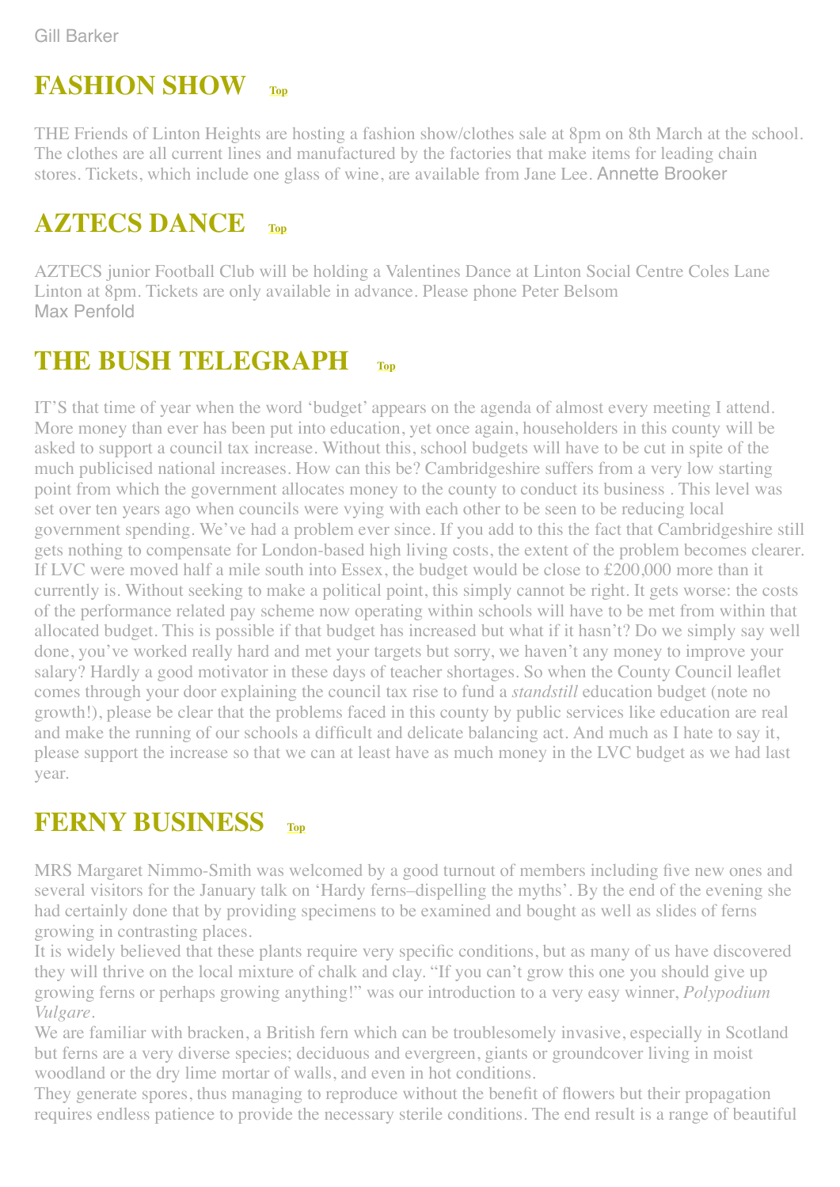Gill Barker

## FASHION SHOW Top

THE Friends of Linton Heights are hosting a fashion show/clothes sale at 8pm on 8th March at the school. The clothes are all current lines and manufactured by the factories that make items for leading chain stores. Tickets, which include one glass of wine, are available from Jane Lee. Annette Brooker

## AZTECS DANCE Top

AZTECS junior Football Club will be holding a Valentines Dance at Linton Social Centre Coles Lane Linton at 8pm. Tickets are only available in advance. Please phone Peter Belsom
Max Penfold

## THE BUSH TELEGRAPH Top

IT'S that time of year when the word 'budget' appears on the agenda of almost every meeting I attend. More money than ever has been put into education, yet once again, householders in this county will be asked to support a council tax increase. Without this, school budgets will have to be cut in spite of the much publicised national increases. How can this be? Cambridgeshire suffers from a very low starting point from which the government allocates money to the county to conduct its business . This level was set over ten years ago when councils were vying with each other to be seen to be reducing local government spending. We've had a problem ever since. If you add to this the fact that Cambridgeshire still gets nothing to compensate for London-based high living costs, the extent of the problem becomes clearer. If LVC were moved half a mile south into Essex, the budget would be close to £200,000 more than it currently is. Without seeking to make a political point, this simply cannot be right. It gets worse: the costs of the performance related pay scheme now operating within schools will have to be met from within that allocated budget. This is possible if that budget has increased but what if it hasn't? Do we simply say well done, you've worked really hard and met your targets but sorry, we haven't any money to improve your salary? Hardly a good motivator in these days of teacher shortages. So when the County Council leaflet comes through your door explaining the council tax rise to fund a *standstill* education budget (note no growth!), please be clear that the problems faced in this county by public services like education are real and make the running of our schools a difficult and delicate balancing act. And much as I hate to say it, please support the increase so that we can at least have as much money in the LVC budget as we had last year.

## FERNY BUSINESS Top

MRS Margaret Nimmo-Smith was welcomed by a good turnout of members including five new ones and several visitors for the January talk on 'Hardy ferns–dispelling the myths'. By the end of the evening she had certainly done that by providing specimens to be examined and bought as well as slides of ferns growing in contrasting places.

It is widely believed that these plants require very specific conditions, but as many of us have discovered they will thrive on the local mixture of chalk and clay. "If you can't grow this one you should give up growing ferns or perhaps growing anything!" was our introduction to a very easy winner, *Polypodium Vulgare*.

We are familiar with bracken, a British fern which can be troublesomely invasive, especially in Scotland but ferns are a very diverse species; deciduous and evergreen, giants or groundcover living in moist woodland or the dry lime mortar of walls, and even in hot conditions.

They generate spores, thus managing to reproduce without the benefit of flowers but their propagation requires endless patience to provide the necessary sterile conditions. The end result is a range of beautiful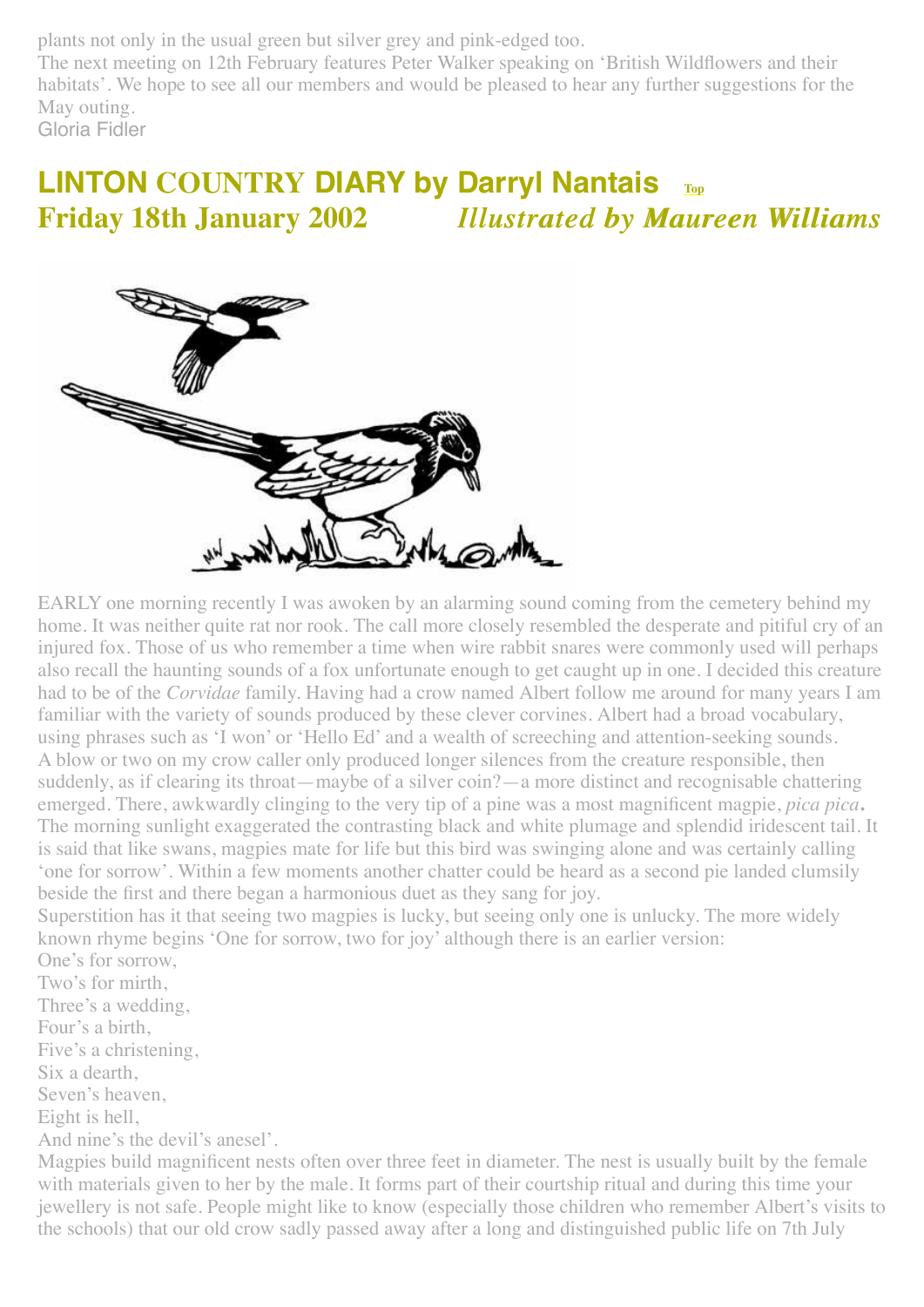plants not only in the usual green but silver grey and pink-edged too.

The next meeting on 12th February features Peter Walker speaking on 'British Wildflowers and their habitats'. We hope to see all our members and would be pleased to hear any further suggestions for the May outing.

Gloria Fidler

## LINTON COUNTRY DIARY by Darryl Nantais Top

**Friday 18th January 2002** *Illustrated by Maureen Williams*

EARLY one morning recently I was awoken by an alarming sound coming from the cemetery behind my home. It was neither quite rat nor rook. The call more closely resembled the desperate and pitiful cry of an injured fox. Those of us who remember a time when wire rabbit snares were commonly used will perhaps also recall the haunting sounds of a fox unfortunate enough to get caught up in one. I decided this creature had to be of the *Corvidae* family. Having had a crow named Albert follow me around for many years I am familiar with the variety of sounds produced by these clever corvines. Albert had a broad vocabulary, using phrases such as 'I won' or 'Hello Ed' and a wealth of screeching and attention-seeking sounds.

A blow or two on my crow caller only produced longer silences from the creature responsible, then suddenly, as if clearing its throat—maybe of a silver coin?—a more distinct and recognisable chattering emerged. There, awkwardly clinging to the very tip of a pine was a most magnificent magpie, *pica pica***.** The morning sunlight exaggerated the contrasting black and white plumage and splendid iridescent tail. It is said that like swans, magpies mate for life but this bird was swinging alone and was certainly calling 'one for sorrow'. Within a few moments another chatter could be heard as a second pie landed clumsily beside the first and there began a harmonious duet as they sang for joy.

Superstition has it that seeing two magpies is lucky, but seeing only one is unlucky. The more widely known rhyme begins 'One for sorrow, two for joy' although there is an earlier version:

One's for sorrow,
Two's for mirth,
Three's a wedding,
Four's a birth,
Five's a christening,
Six a dearth,
Seven's heaven,
Eight is hell,
And nine's the devil's anesel'.

Magpies build magnificent nests often over three feet in diameter. The nest is usually built by the female with materials given to her by the male. It forms part of their courtship ritual and during this time your jewellery is not safe. People might like to know (especially those children who remember Albert's visits to the schools) that our old crow sadly passed away after a long and distinguished public life on 7th July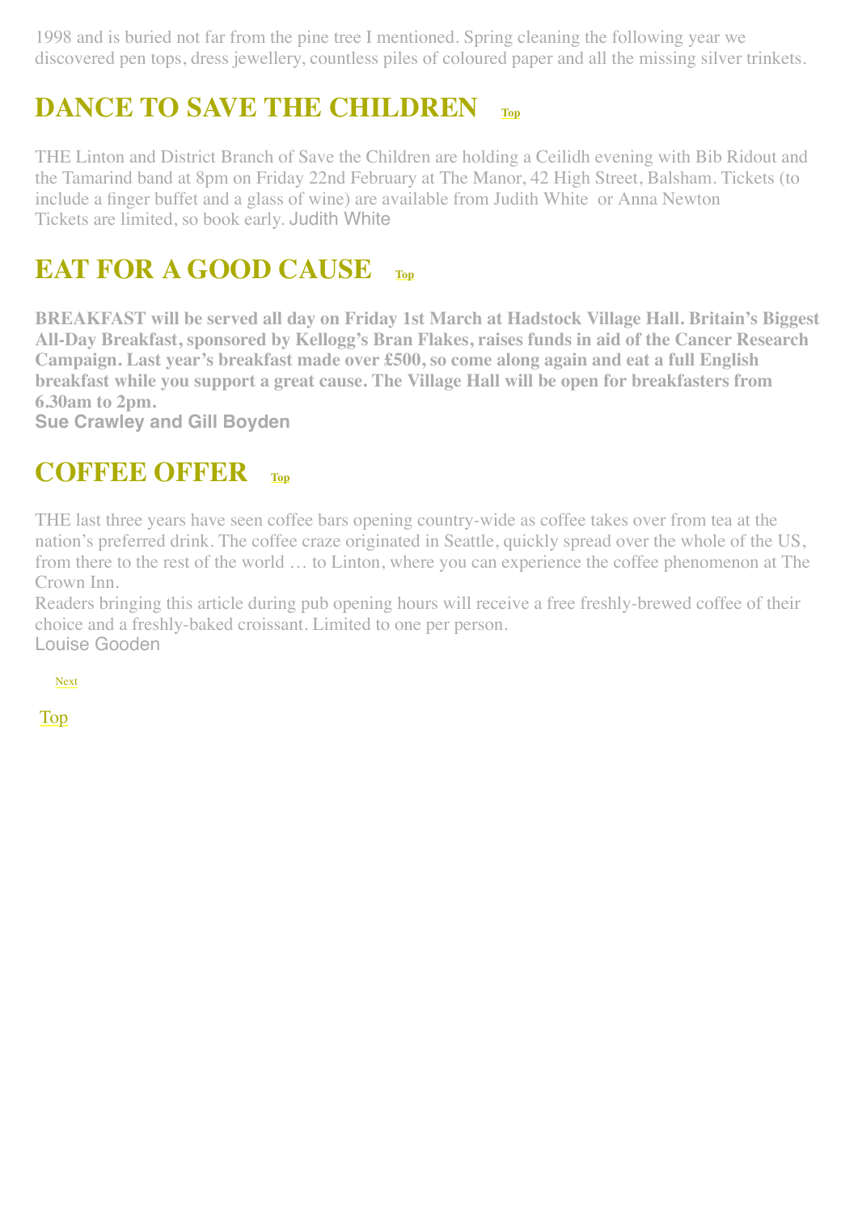1998 and is buried not far from the pine tree I mentioned. Spring cleaning the following year we discovered pen tops, dress jewellery, countless piles of coloured paper and all the missing silver trinkets.

## DANCE TO SAVE THE CHILDREN

Top

THE Linton and District Branch of Save the Children are holding a Ceilidh evening with Bib Ridout and the Tamarind band at 8pm on Friday 22nd February at The Manor, 42 High Street, Balsham. Tickets (to include a finger buffet and a glass of wine) are available from Judith White or Anna Newton
Tickets are limited, so book early. Judith White

## EAT FOR A GOOD CAUSE

Top

**BREAKFAST will be served all day on Friday 1st March at Hadstock Village Hall. Britain's Biggest All-Day Breakfast, sponsored by Kellogg's Bran Flakes, raises funds in aid of the Cancer Research Campaign. Last year's breakfast made over £500, so come along again and eat a full English breakfast while you support a great cause. The Village Hall will be open for breakfasters from 6.30am to 2pm.**
**Sue Crawley and Gill Boyden**

## COFFEE OFFER

Top

THE last three years have seen coffee bars opening country-wide as coffee takes over from tea at the nation's preferred drink. The coffee craze originated in Seattle, quickly spread over the whole of the US, from there to the rest of the world … to Linton, where you can experience the coffee phenomenon at The Crown Inn.
Readers bringing this article during pub opening hours will receive a free freshly-brewed coffee of their choice and a freshly-baked croissant. Limited to one per person.
Louise Gooden

Next

Top